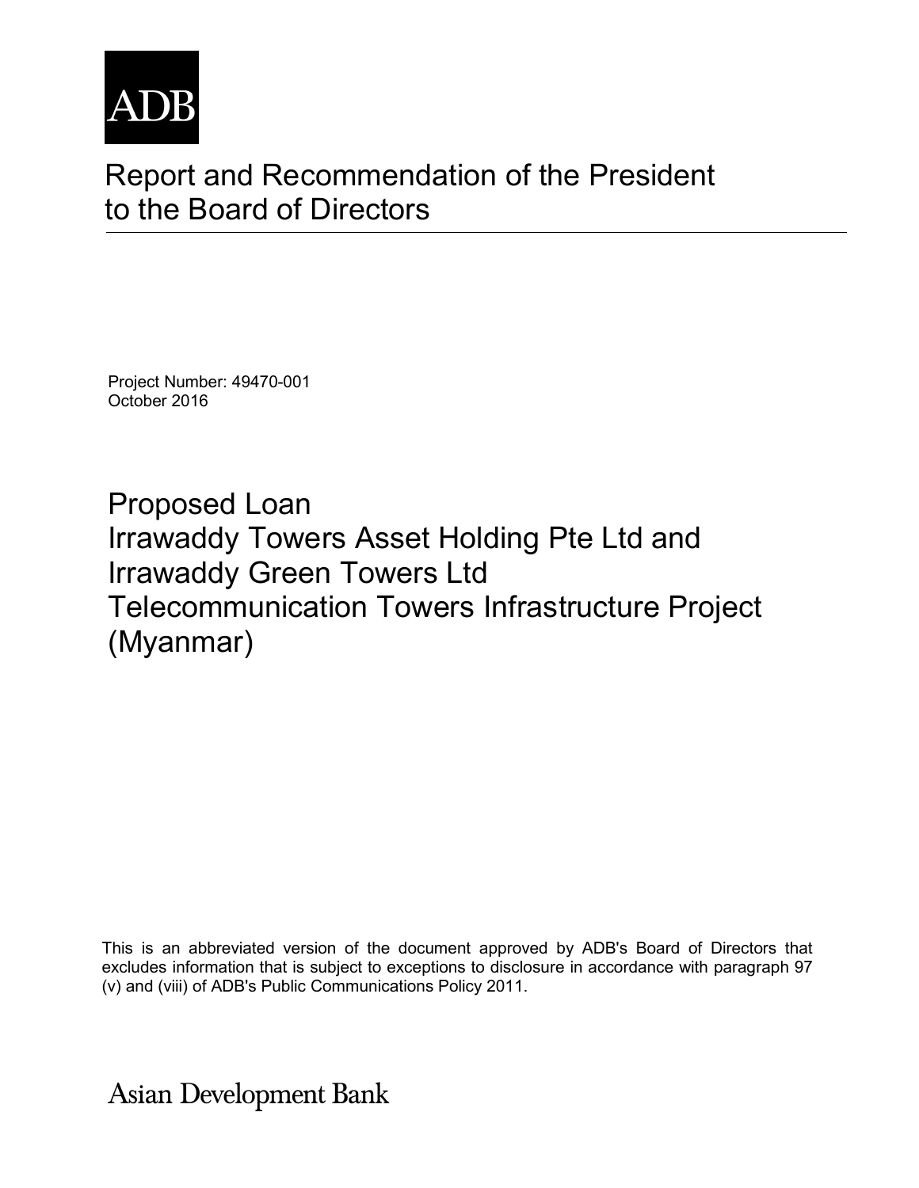ADB

# Report and Recommendation of the President to the Board of Directors

Project Number: 49470-001
October 2016

## Proposed Loan
## Irrawaddy Towers Asset Holding Pte Ltd and Irrawaddy Green Towers Ltd
## Telecommunication Towers Infrastructure Project (Myanmar)

This is an abbreviated version of the document approved by ADB's Board of Directors that excludes information that is subject to exceptions to disclosure in accordance with paragraph 97 (v) and (viii) of ADB's Public Communications Policy 2011.

Asian Development Bank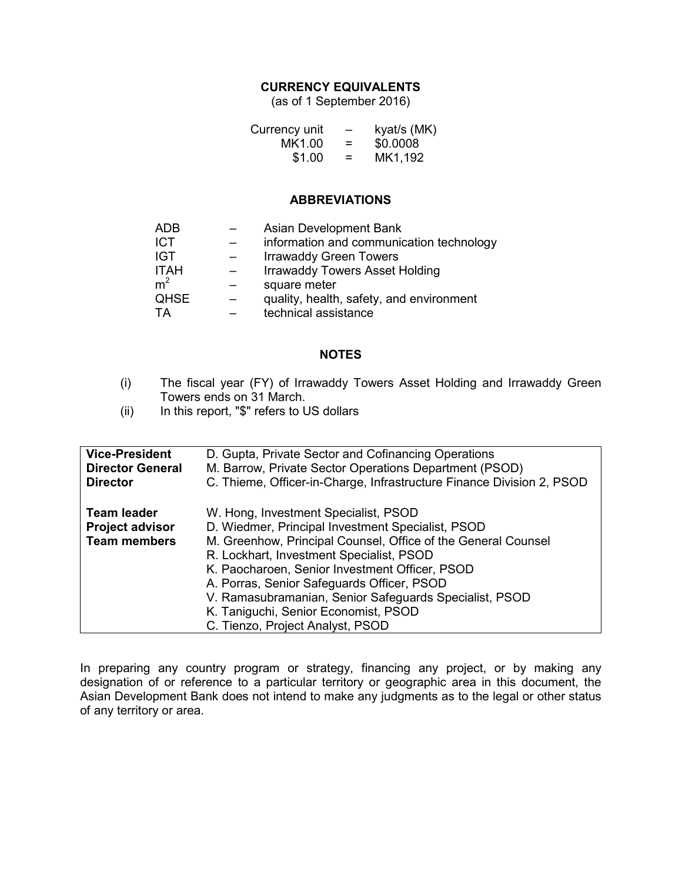## CURRENCY EQUIVALENTS

(as of 1 September 2016)

| | | |
|---|---|---|
| Currency unit | – | kyat/s (MK) |
| MK1.00 | = | $0.0008 |
| $1.00 | = | MK1,192 |

## ABBREVIATIONS

| | | |
|---|---|---|
| ADB | – | Asian Development Bank |
| ICT | – | information and communication technology |
| IGT | – | Irrawaddy Green Towers |
| ITAH | – | Irrawaddy Towers Asset Holding |
| $m^2$ | – | square meter |
| QHSE | – | quality, health, safety, and environment |
| TA | – | technical assistance |

## NOTES

(i) The fiscal year (FY) of Irrawaddy Towers Asset Holding and Irrawaddy Green Towers ends on 31 March.

(ii) In this report, "$" refers to US dollars

| | |
|---|---|
| **Vice-President** | D. Gupta, Private Sector and Cofinancing Operations |
| **Director General** | M. Barrow, Private Sector Operations Department (PSOD) |
| **Director** | C. Thieme, Officer-in-Charge, Infrastructure Finance Division 2, PSOD |
| | |
| **Team leader** | W. Hong, Investment Specialist, PSOD |
| **Project advisor** | D. Wiedmer, Principal Investment Specialist, PSOD |
| **Team members** | M. Greenhow, Principal Counsel, Office of the General Counsel |
| | R. Lockhart, Investment Specialist, PSOD |
| | K. Paocharoen, Senior Investment Officer, PSOD |
| | A. Porras, Senior Safeguards Officer, PSOD |
| | V. Ramasubramanian, Senior Safeguards Specialist, PSOD |
| | K. Taniguchi, Senior Economist, PSOD |
| | C. Tienzo, Project Analyst, PSOD |

In preparing any country program or strategy, financing any project, or by making any designation of or reference to a particular territory or geographic area in this document, the Asian Development Bank does not intend to make any judgments as to the legal or other status of any territory or area.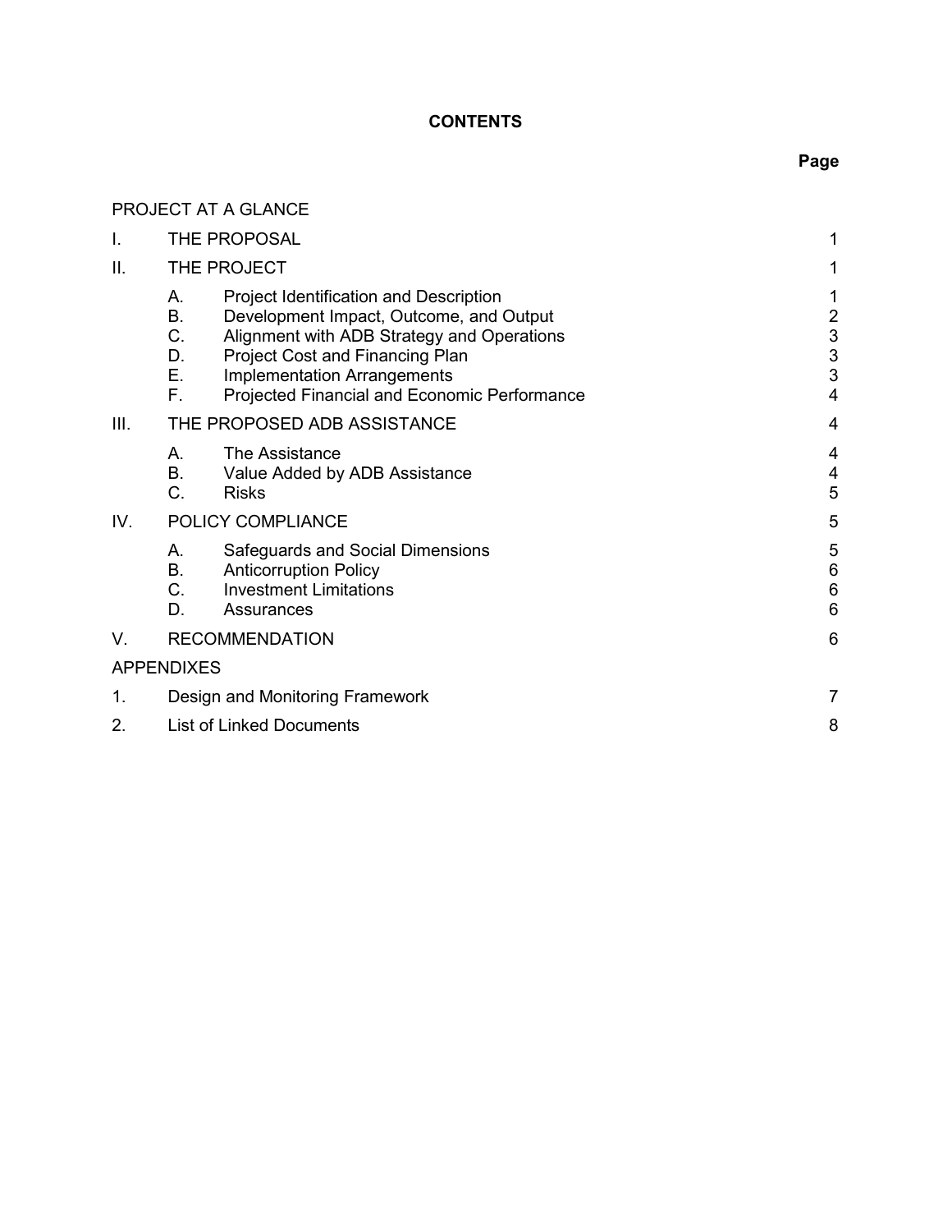# CONTENTS

| | | | Page |
|---|---|---|---|
| PROJECT AT A GLANCE | | | |
| I. | THE PROPOSAL | | 1 |
| II. | THE PROJECT | | 1 |
| | A. | Project Identification and Description | 1 |
| | B. | Development Impact, Outcome, and Output | 2 |
| | C. | Alignment with ADB Strategy and Operations | 3 |
| | D. | Project Cost and Financing Plan | 3 |
| | E. | Implementation Arrangements | 3 |
| | F. | Projected Financial and Economic Performance | 4 |
| III. | THE PROPOSED ADB ASSISTANCE | | 4 |
| | A. | The Assistance | 4 |
| | B. | Value Added by ADB Assistance | 4 |
| | C. | Risks | 5 |
| IV. | POLICY COMPLIANCE | | 5 |
| | A. | Safeguards and Social Dimensions | 5 |
| | B. | Anticorruption Policy | 6 |
| | C. | Investment Limitations | 6 |
| | D. | Assurances | 6 |
| V. | RECOMMENDATION | | 6 |
| APPENDIXES | | | |
| 1. | Design and Monitoring Framework | | 7 |
| 2. | List of Linked Documents | | 8 |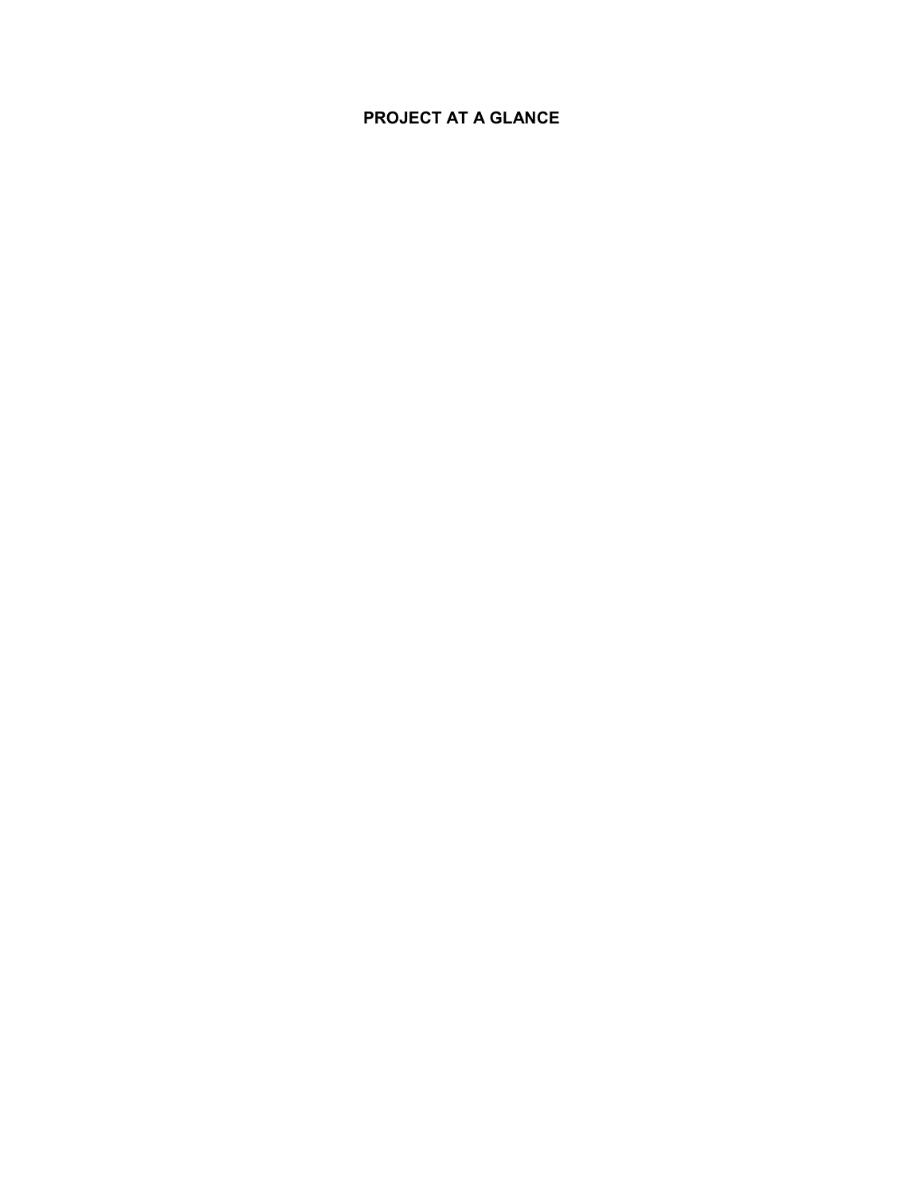# PROJECT AT A GLANCE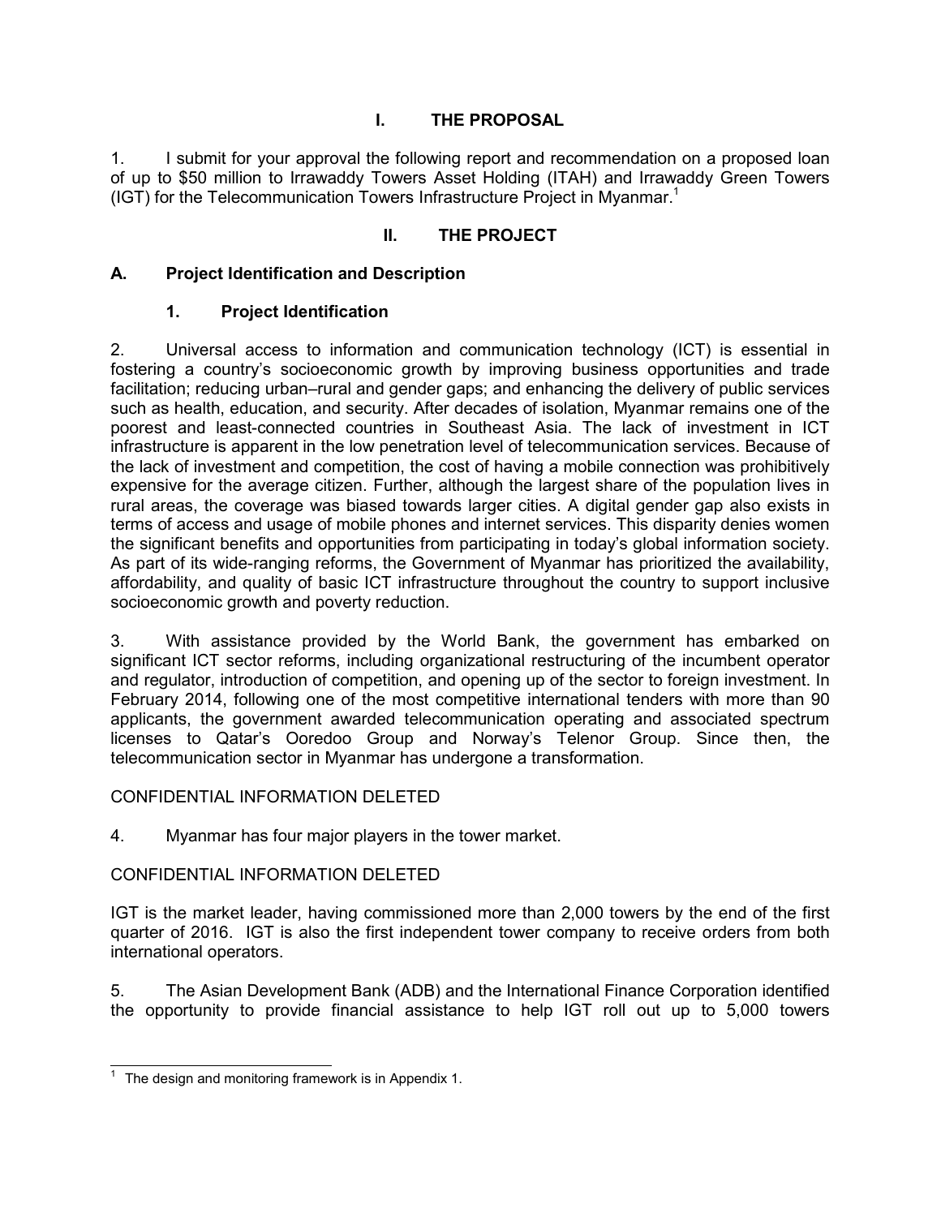# I. THE PROPOSAL

1. I submit for your approval the following report and recommendation on a proposed loan of up to $50 million to Irrawaddy Towers Asset Holding (ITAH) and Irrawaddy Green Towers (IGT) for the Telecommunication Towers Infrastructure Project in Myanmar.[1]

# II. THE PROJECT

## A. Project Identification and Description

### 1. Project Identification

2. Universal access to information and communication technology (ICT) is essential in fostering a country's socioeconomic growth by improving business opportunities and trade facilitation; reducing urban–rural and gender gaps; and enhancing the delivery of public services such as health, education, and security. After decades of isolation, Myanmar remains one of the poorest and least-connected countries in Southeast Asia. The lack of investment in ICT infrastructure is apparent in the low penetration level of telecommunication services. Because of the lack of investment and competition, the cost of having a mobile connection was prohibitively expensive for the average citizen. Further, although the largest share of the population lives in rural areas, the coverage was biased towards larger cities. A digital gender gap also exists in terms of access and usage of mobile phones and internet services. This disparity denies women the significant benefits and opportunities from participating in today's global information society. As part of its wide-ranging reforms, the Government of Myanmar has prioritized the availability, affordability, and quality of basic ICT infrastructure throughout the country to support inclusive socioeconomic growth and poverty reduction.

3. With assistance provided by the World Bank, the government has embarked on significant ICT sector reforms, including organizational restructuring of the incumbent operator and regulator, introduction of competition, and opening up of the sector to foreign investment. In February 2014, following one of the most competitive international tenders with more than 90 applicants, the government awarded telecommunication operating and associated spectrum licenses to Qatar's Ooredoo Group and Norway's Telenor Group. Since then, the telecommunication sector in Myanmar has undergone a transformation.

CONFIDENTIAL INFORMATION DELETED

4. Myanmar has four major players in the tower market.

CONFIDENTIAL INFORMATION DELETED

IGT is the market leader, having commissioned more than 2,000 towers by the end of the first quarter of 2016. IGT is also the first independent tower company to receive orders from both international operators.

5. The Asian Development Bank (ADB) and the International Finance Corporation identified the opportunity to provide financial assistance to help IGT roll out up to 5,000 towers

---

[1] The design and monitoring framework is in Appendix 1.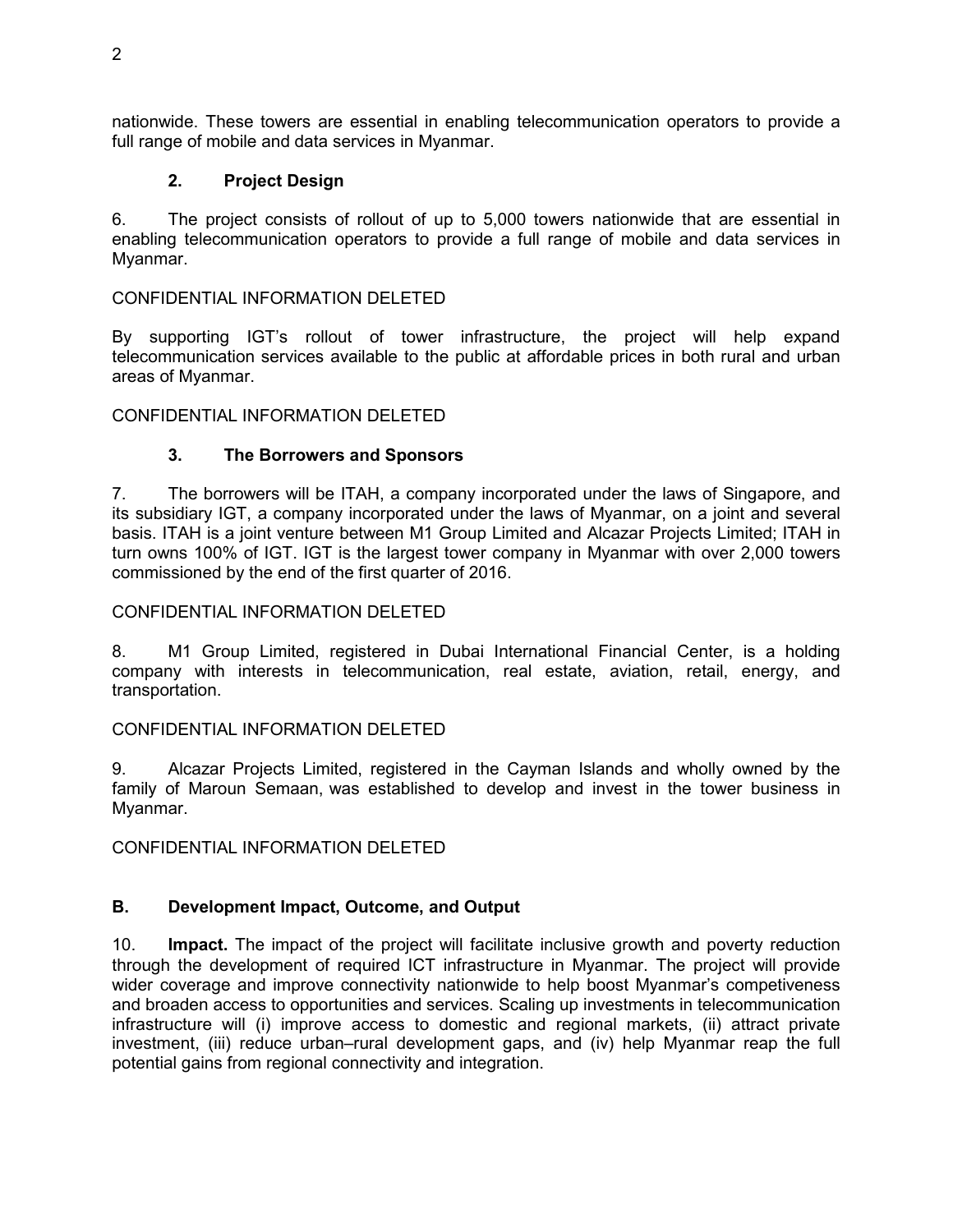nationwide. These towers are essential in enabling telecommunication operators to provide a full range of mobile and data services in Myanmar.

### 2. Project Design

6. The project consists of rollout of up to 5,000 towers nationwide that are essential in enabling telecommunication operators to provide a full range of mobile and data services in Myanmar.

CONFIDENTIAL INFORMATION DELETED

By supporting IGT's rollout of tower infrastructure, the project will help expand telecommunication services available to the public at affordable prices in both rural and urban areas of Myanmar.

CONFIDENTIAL INFORMATION DELETED

### 3. The Borrowers and Sponsors

7. The borrowers will be ITAH, a company incorporated under the laws of Singapore, and its subsidiary IGT, a company incorporated under the laws of Myanmar, on a joint and several basis. ITAH is a joint venture between M1 Group Limited and Alcazar Projects Limited; ITAH in turn owns 100% of IGT. IGT is the largest tower company in Myanmar with over 2,000 towers commissioned by the end of the first quarter of 2016.

CONFIDENTIAL INFORMATION DELETED

8. M1 Group Limited, registered in Dubai International Financial Center, is a holding company with interests in telecommunication, real estate, aviation, retail, energy, and transportation.

CONFIDENTIAL INFORMATION DELETED

9. Alcazar Projects Limited, registered in the Cayman Islands and wholly owned by the family of Maroun Semaan, was established to develop and invest in the tower business in Myanmar.

CONFIDENTIAL INFORMATION DELETED

## B. Development Impact, Outcome, and Output

10. **Impact.** The impact of the project will facilitate inclusive growth and poverty reduction through the development of required ICT infrastructure in Myanmar. The project will provide wider coverage and improve connectivity nationwide to help boost Myanmar's competiveness and broaden access to opportunities and services. Scaling up investments in telecommunication infrastructure will (i) improve access to domestic and regional markets, (ii) attract private investment, (iii) reduce urban–rural development gaps, and (iv) help Myanmar reap the full potential gains from regional connectivity and integration.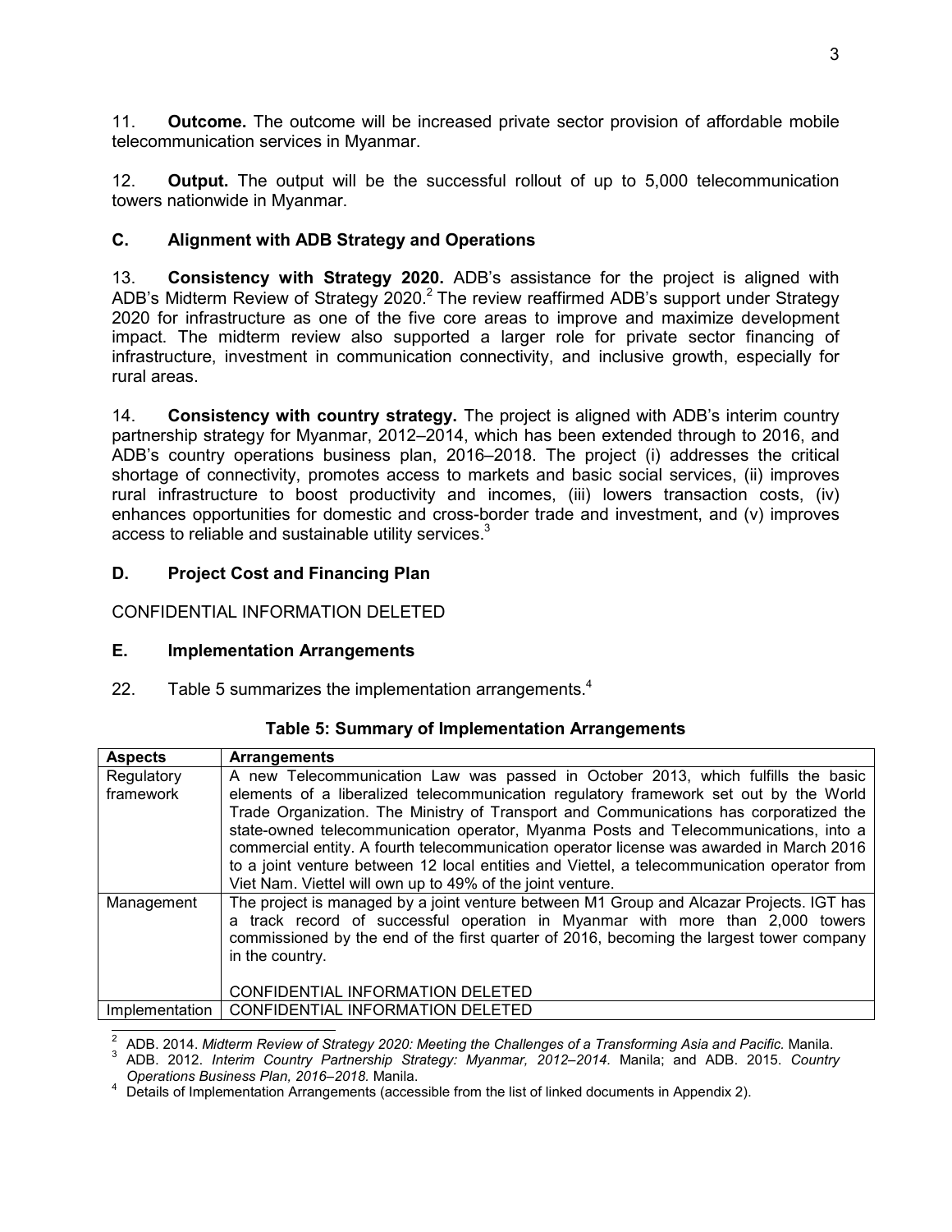11. **Outcome.** The outcome will be increased private sector provision of affordable mobile telecommunication services in Myanmar.

12. **Output.** The output will be the successful rollout of up to 5,000 telecommunication towers nationwide in Myanmar.

### C. Alignment with ADB Strategy and Operations

13. **Consistency with Strategy 2020.** ADB's assistance for the project is aligned with ADB's Midterm Review of Strategy 2020.[2] The review reaffirmed ADB's support under Strategy 2020 for infrastructure as one of the five core areas to improve and maximize development impact. The midterm review also supported a larger role for private sector financing of infrastructure, investment in communication connectivity, and inclusive growth, especially for rural areas.

14. **Consistency with country strategy.** The project is aligned with ADB's interim country partnership strategy for Myanmar, 2012–2014, which has been extended through to 2016, and ADB's country operations business plan, 2016–2018. The project (i) addresses the critical shortage of connectivity, promotes access to markets and basic social services, (ii) improves rural infrastructure to boost productivity and incomes, (iii) lowers transaction costs, (iv) enhances opportunities for domestic and cross-border trade and investment, and (v) improves access to reliable and sustainable utility services.[3]

### D. Project Cost and Financing Plan

CONFIDENTIAL INFORMATION DELETED

### E. Implementation Arrangements

22. Table 5 summarizes the implementation arrangements.[4]

**Table 5: Summary of Implementation Arrangements**

| Aspects | Arrangements |
|---|---|
| Regulatory framework | A new Telecommunication Law was passed in October 2013, which fulfills the basic elements of a liberalized telecommunication regulatory framework set out by the World Trade Organization. The Ministry of Transport and Communications has corporatized the state-owned telecommunication operator, Myanma Posts and Telecommunications, into a commercial entity. A fourth telecommunication operator license was awarded in March 2016 to a joint venture between 12 local entities and Viettel, a telecommunication operator from Viet Nam. Viettel will own up to 49% of the joint venture. |
| Management | The project is managed by a joint venture between M1 Group and Alcazar Projects. IGT has a track record of successful operation in Myanmar with more than 2,000 towers commissioned by the end of the first quarter of 2016, becoming the largest tower company in the country.<br><br>CONFIDENTIAL INFORMATION DELETED |
| Implementation | CONFIDENTIAL INFORMATION DELETED |

[2] ADB. 2014. *Midterm Review of Strategy 2020: Meeting the Challenges of a Transforming Asia and Pacific.* Manila.

[3] ADB. 2012. *Interim Country Partnership Strategy: Myanmar, 2012–2014.* Manila; and ADB. 2015. *Country Operations Business Plan, 2016–2018.* Manila.

[4] Details of Implementation Arrangements (accessible from the list of linked documents in Appendix 2).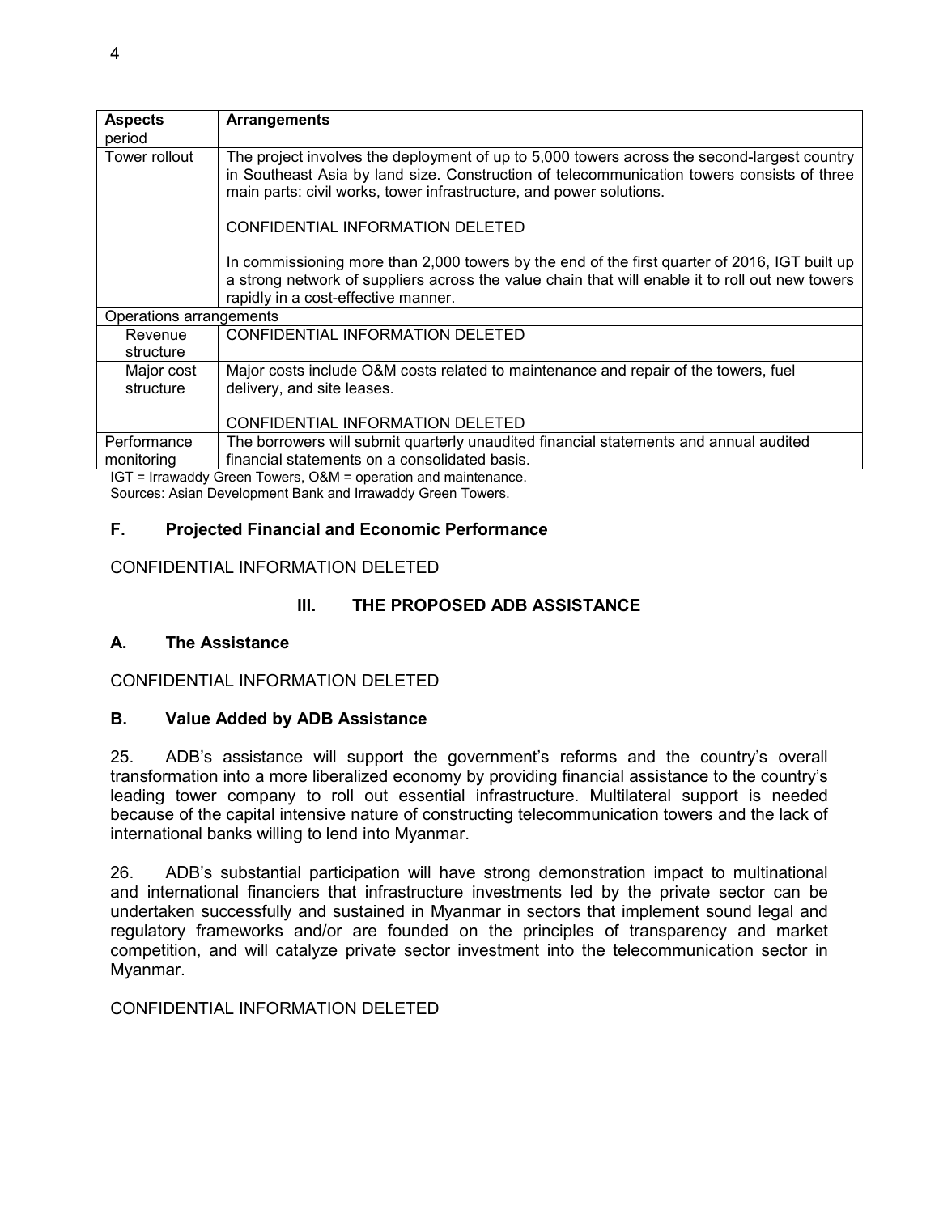| Aspects | Arrangements |
| --- | --- |
| period | |
| Tower rollout | The project involves the deployment of up to 5,000 towers across the second-largest country in Southeast Asia by land size. Construction of telecommunication towers consists of three main parts: civil works, tower infrastructure, and power solutions.<br><br>CONFIDENTIAL INFORMATION DELETED<br><br>In commissioning more than 2,000 towers by the end of the first quarter of 2016, IGT built up a strong network of suppliers across the value chain that will enable it to roll out new towers rapidly in a cost-effective manner. |
| Operations arrangements | |
| Revenue structure | CONFIDENTIAL INFORMATION DELETED |
| Major cost structure | Major costs include O&M costs related to maintenance and repair of the towers, fuel delivery, and site leases.<br><br>CONFIDENTIAL INFORMATION DELETED |
| Performance monitoring | The borrowers will submit quarterly unaudited financial statements and annual audited financial statements on a consolidated basis. |

IGT = Irrawaddy Green Towers, O&M = operation and maintenance.
Sources: Asian Development Bank and Irrawaddy Green Towers.

### F. Projected Financial and Economic Performance

CONFIDENTIAL INFORMATION DELETED

## III. THE PROPOSED ADB ASSISTANCE

### A. The Assistance

CONFIDENTIAL INFORMATION DELETED

### B. Value Added by ADB Assistance

25. ADB's assistance will support the government's reforms and the country's overall transformation into a more liberalized economy by providing financial assistance to the country's leading tower company to roll out essential infrastructure. Multilateral support is needed because of the capital intensive nature of constructing telecommunication towers and the lack of international banks willing to lend into Myanmar.

26. ADB's substantial participation will have strong demonstration impact to multinational and international financiers that infrastructure investments led by the private sector can be undertaken successfully and sustained in Myanmar in sectors that implement sound legal and regulatory frameworks and/or are founded on the principles of transparency and market competition, and will catalyze private sector investment into the telecommunication sector in Myanmar.

CONFIDENTIAL INFORMATION DELETED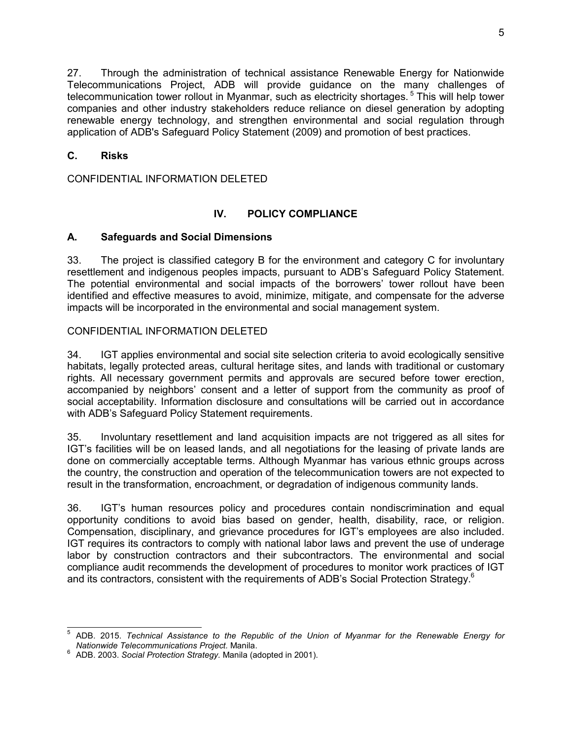27. Through the administration of technical assistance Renewable Energy for Nationwide Telecommunications Project, ADB will provide guidance on the many challenges of telecommunication tower rollout in Myanmar, such as electricity shortages.[5] This will help tower companies and other industry stakeholders reduce reliance on diesel generation by adopting renewable energy technology, and strengthen environmental and social regulation through application of ADB's Safeguard Policy Statement (2009) and promotion of best practices.

### C. Risks

CONFIDENTIAL INFORMATION DELETED

## IV. POLICY COMPLIANCE

### A. Safeguards and Social Dimensions

33. The project is classified category B for the environment and category C for involuntary resettlement and indigenous peoples impacts, pursuant to ADB's Safeguard Policy Statement. The potential environmental and social impacts of the borrowers' tower rollout have been identified and effective measures to avoid, minimize, mitigate, and compensate for the adverse impacts will be incorporated in the environmental and social management system.

CONFIDENTIAL INFORMATION DELETED

34. IGT applies environmental and social site selection criteria to avoid ecologically sensitive habitats, legally protected areas, cultural heritage sites, and lands with traditional or customary rights. All necessary government permits and approvals are secured before tower erection, accompanied by neighbors' consent and a letter of support from the community as proof of social acceptability. Information disclosure and consultations will be carried out in accordance with ADB's Safeguard Policy Statement requirements.

35. Involuntary resettlement and land acquisition impacts are not triggered as all sites for IGT's facilities will be on leased lands, and all negotiations for the leasing of private lands are done on commercially acceptable terms. Although Myanmar has various ethnic groups across the country, the construction and operation of the telecommunication towers are not expected to result in the transformation, encroachment, or degradation of indigenous community lands.

36. IGT's human resources policy and procedures contain nondiscrimination and equal opportunity conditions to avoid bias based on gender, health, disability, race, or religion. Compensation, disciplinary, and grievance procedures for IGT's employees are also included. IGT requires its contractors to comply with national labor laws and prevent the use of underage labor by construction contractors and their subcontractors. The environmental and social compliance audit recommends the development of procedures to monitor work practices of IGT and its contractors, consistent with the requirements of ADB's Social Protection Strategy.[6]

---

[5] ADB. 2015. *Technical Assistance to the Republic of the Union of Myanmar for the Renewable Energy for Nationwide Telecommunications Project.* Manila.

[6] ADB. 2003. *Social Protection Strategy*. Manila (adopted in 2001).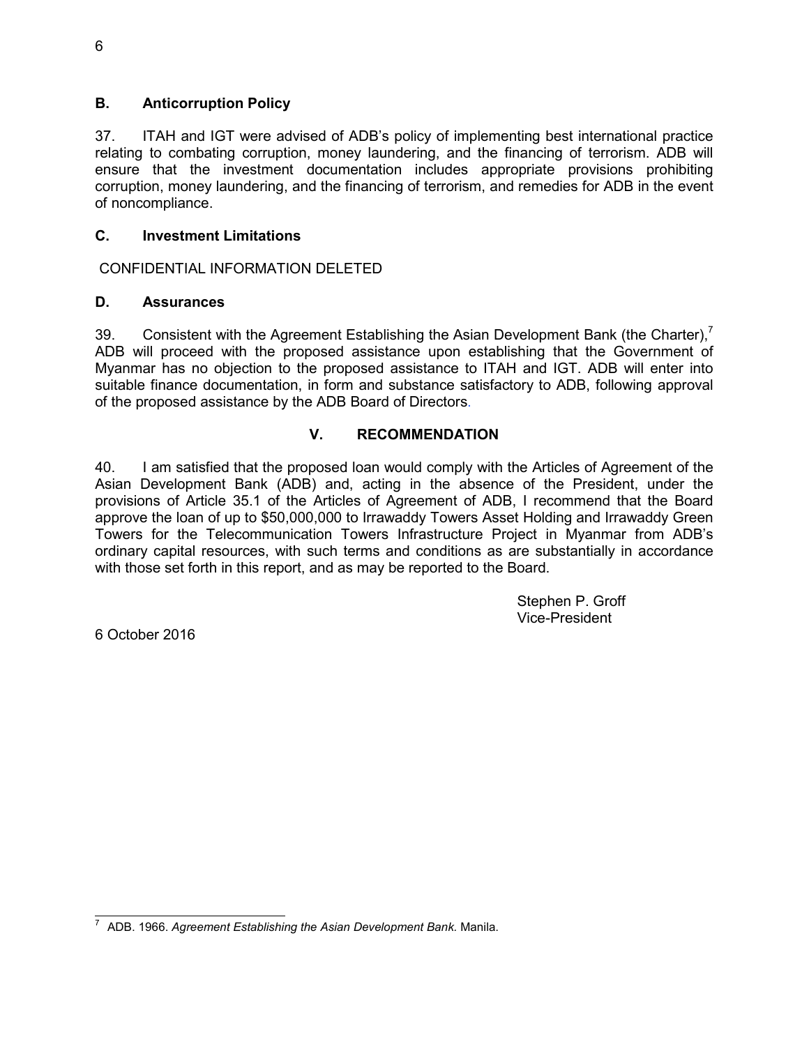### B. Anticorruption Policy

37. ITAH and IGT were advised of ADB's policy of implementing best international practice relating to combating corruption, money laundering, and the financing of terrorism. ADB will ensure that the investment documentation includes appropriate provisions prohibiting corruption, money laundering, and the financing of terrorism, and remedies for ADB in the event of noncompliance.

### C. Investment Limitations

CONFIDENTIAL INFORMATION DELETED

### D. Assurances

39. Consistent with the Agreement Establishing the Asian Development Bank (the Charter),[7] ADB will proceed with the proposed assistance upon establishing that the Government of Myanmar has no objection to the proposed assistance to ITAH and IGT. ADB will enter into suitable finance documentation, in form and substance satisfactory to ADB, following approval of the proposed assistance by the ADB Board of Directors.

## V. RECOMMENDATION

40. I am satisfied that the proposed loan would comply with the Articles of Agreement of the Asian Development Bank (ADB) and, acting in the absence of the President, under the provisions of Article 35.1 of the Articles of Agreement of ADB, I recommend that the Board approve the loan of up to $50,000,000 to Irrawaddy Towers Asset Holding and Irrawaddy Green Towers for the Telecommunication Towers Infrastructure Project in Myanmar from ADB's ordinary capital resources, with such terms and conditions as are substantially in accordance with those set forth in this report, and as may be reported to the Board.

Stephen P. Groff
Vice-President

6 October 2016

---

[7] ADB. 1966. *Agreement Establishing the Asian Development Bank.* Manila.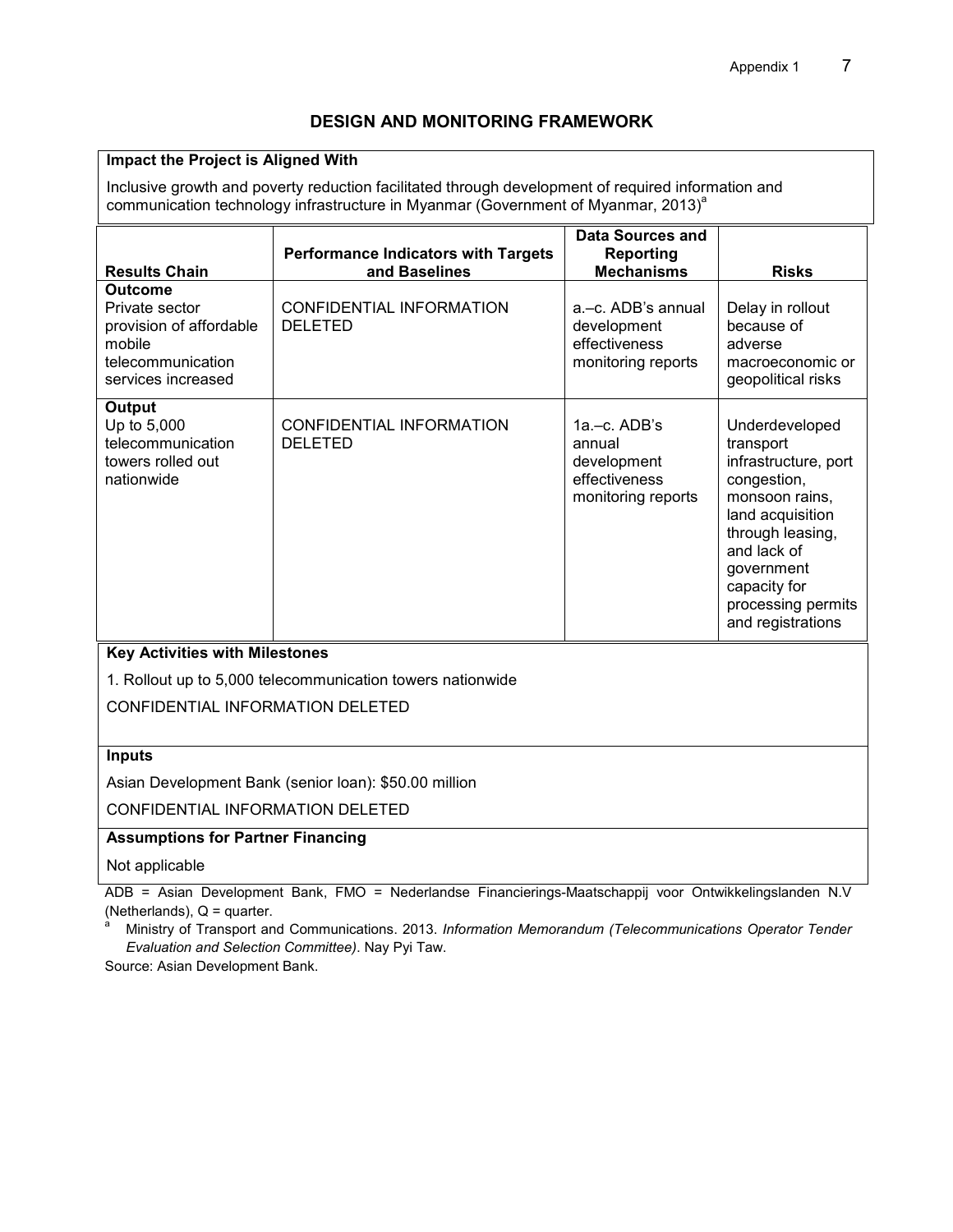## DESIGN AND MONITORING FRAMEWORK

**Impact the Project is Aligned With**

Inclusive growth and poverty reduction facilitated through development of required information and communication technology infrastructure in Myanmar (Government of Myanmar, 2013)[a]

| Results Chain | Performance Indicators with Targets and Baselines | Data Sources and Reporting Mechanisms | Risks |
|---|---|---|---|
| **Outcome**<br>Private sector provision of affordable mobile telecommunication services increased | CONFIDENTIAL INFORMATION DELETED | a.–c. ADB's annual development effectiveness monitoring reports | Delay in rollout because of adverse macroeconomic or geopolitical risks |
| **Output**<br>Up to 5,000 telecommunication towers rolled out nationwide | CONFIDENTIAL INFORMATION DELETED | 1a.–c. ADB's annual development effectiveness monitoring reports | Underdeveloped transport infrastructure, port congestion, monsoon rains, land acquisition through leasing, and lack of government capacity for processing permits and registrations |

**Key Activities with Milestones**

1. Rollout up to 5,000 telecommunication towers nationwide

CONFIDENTIAL INFORMATION DELETED

**Inputs**

Asian Development Bank (senior loan): $50.00 million

CONFIDENTIAL INFORMATION DELETED

**Assumptions for Partner Financing**

Not applicable

ADB = Asian Development Bank, FMO = Nederlandse Financierings-Maatschappij voor Ontwikkelingslanden N.V (Netherlands), Q = quarter.

[a] Ministry of Transport and Communications. 2013. *Information Memorandum (Telecommunications Operator Tender Evaluation and Selection Committee)*. Nay Pyi Taw.

Source: Asian Development Bank.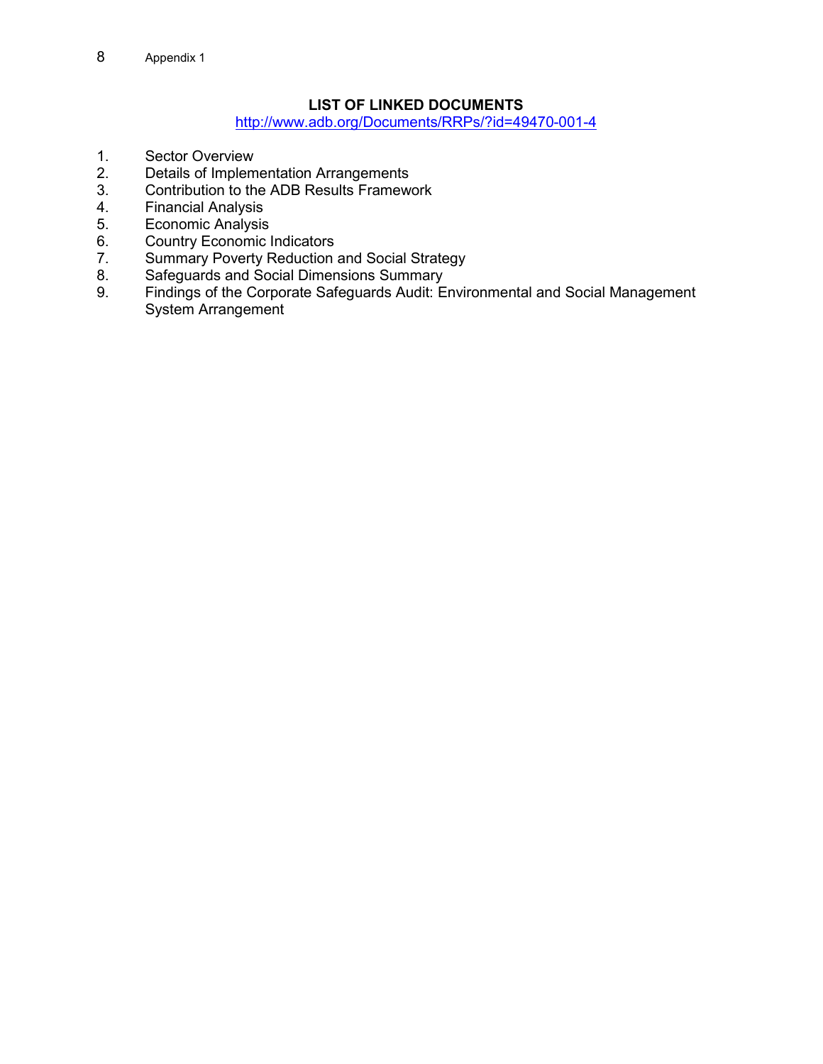## LIST OF LINKED DOCUMENTS

http://www.adb.org/Documents/RRPs/?id=49470-001-4

1. Sector Overview
2. Details of Implementation Arrangements
3. Contribution to the ADB Results Framework
4. Financial Analysis
5. Economic Analysis
6. Country Economic Indicators
7. Summary Poverty Reduction and Social Strategy
8. Safeguards and Social Dimensions Summary
9. Findings of the Corporate Safeguards Audit: Environmental and Social Management System Arrangement